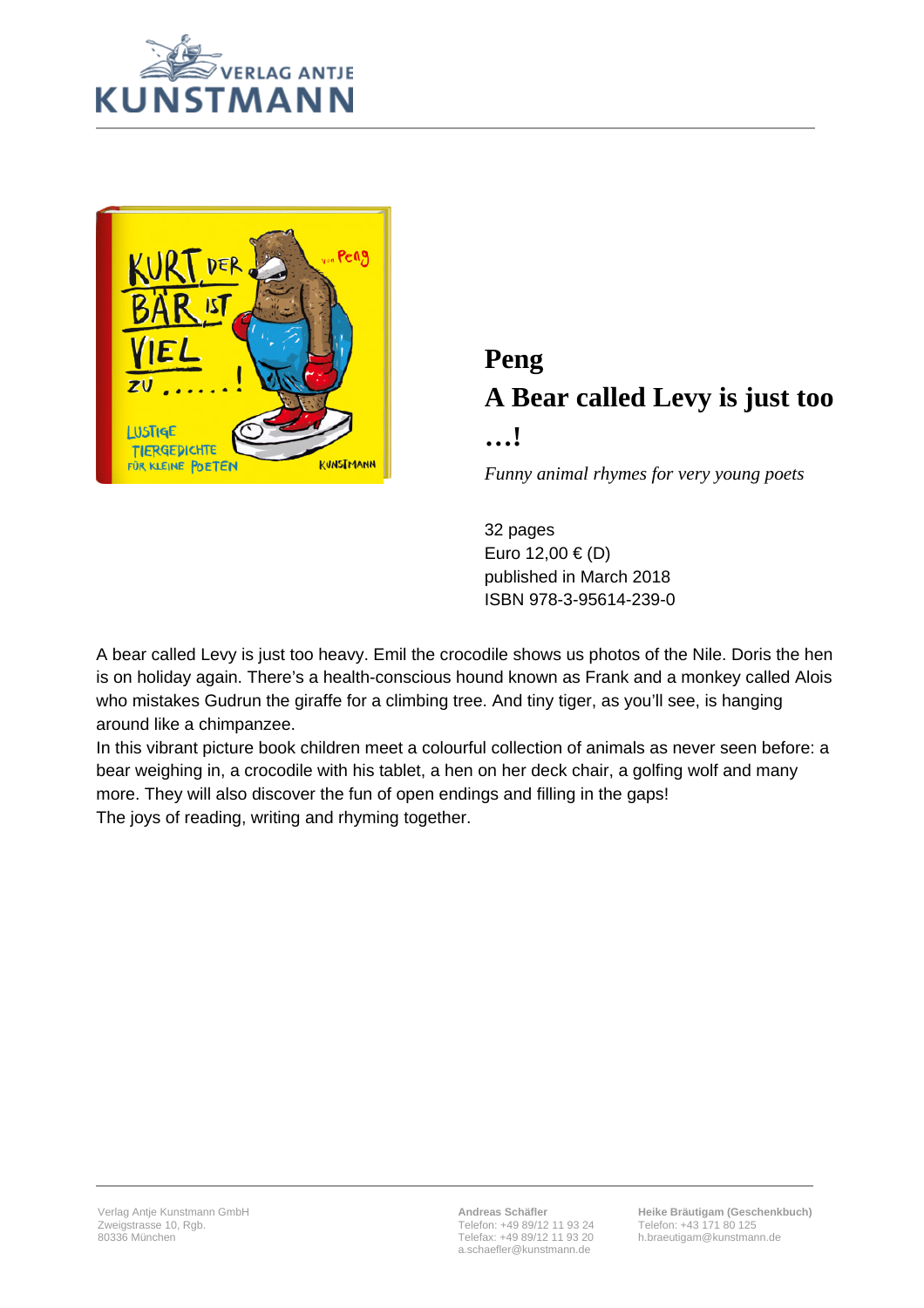# Peng

## A Bear called Levy is just too …!

*Funny animal rhymes for very young poets*

32 pages
Euro 12,00 € (D)
published in March 2018
ISBN 978-3-95614-239-0

A bear called Levy is just too heavy. Emil the crocodile shows us photos of the Nile. Doris the hen is on holiday again. There's a health-conscious hound known as Frank and a monkey called Alois who mistakes Gudrun the giraffe for a climbing tree. And tiny tiger, as you'll see, is hanging around like a chimpanzee.

In this vibrant picture book children meet a colourful collection of animals as never seen before: a bear weighing in, a crocodile with his tablet, a hen on her deck chair, a golfing wolf and many more. They will also discover the fun of open endings and filling in the gaps!

The joys of reading, writing and rhyming together.

Verlag Antje Kunstmann GmbH
Zweigstrasse 10, Rgb.
80336 München

**Andreas Schäfler**
Telefon: +49 89/12 11 93 24
Telefax: +49 89/12 11 93 20
a.schaefler@kunstmann.de

**Heike Bräutigam (Geschenkbuch)**
Telefon: +43 171 80 125
h.braeutigam@kunstmann.de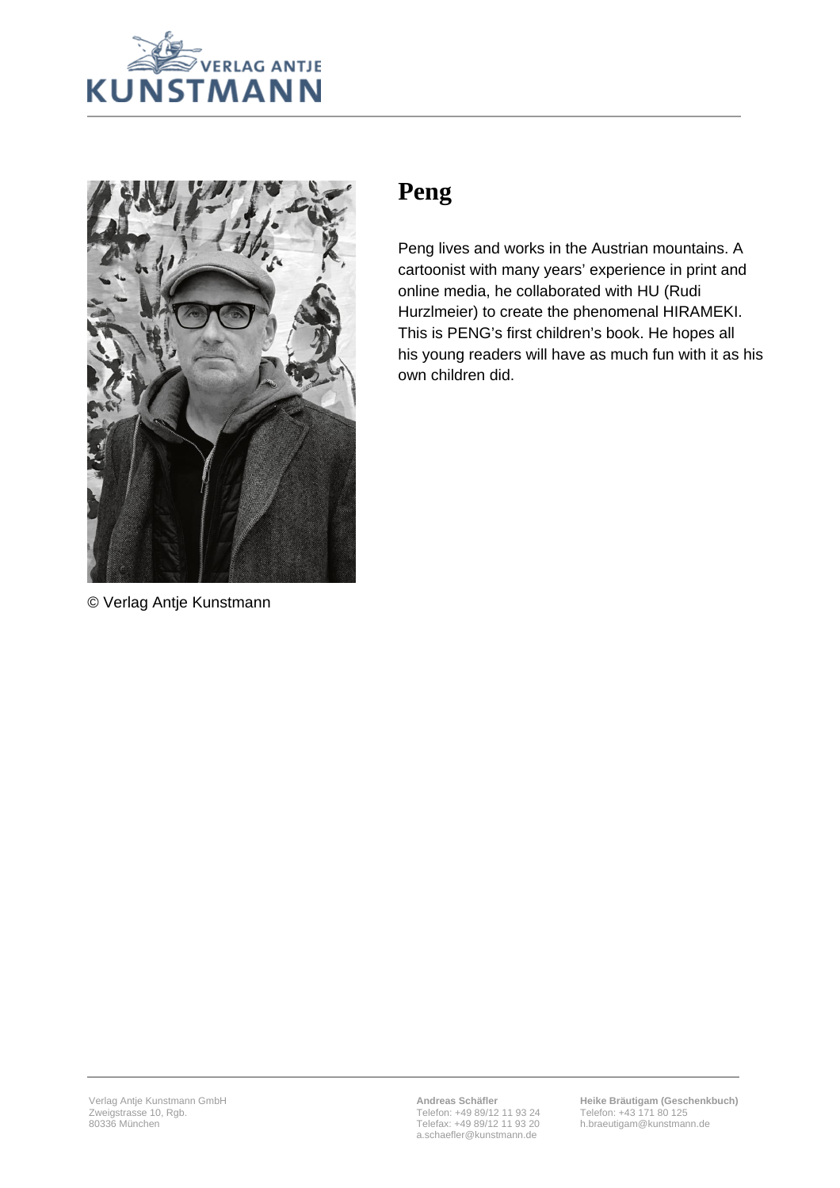# Peng

Peng lives and works in the Austrian mountains. A cartoonist with many years' experience in print and online media, he collaborated with HU (Rudi Hurzlmeier) to create the phenomenal HIRAMEKI. This is PENG's first children's book. He hopes all his young readers will have as much fun with it as his own children did.

© Verlag Antje Kunstmann

Verlag Antje Kunstmann GmbH
Zweigstrasse 10, Rgb.
80336 München

**Andreas Schäfler**
Telefon: +49 89/12 11 93 24
Telefax: +49 89/12 11 93 20
a.schaefler@kunstmann.de

**Heike Bräutigam (Geschenkbuch)**
Telefon: +43 171 80 125
h.braeutigam@kunstmann.de